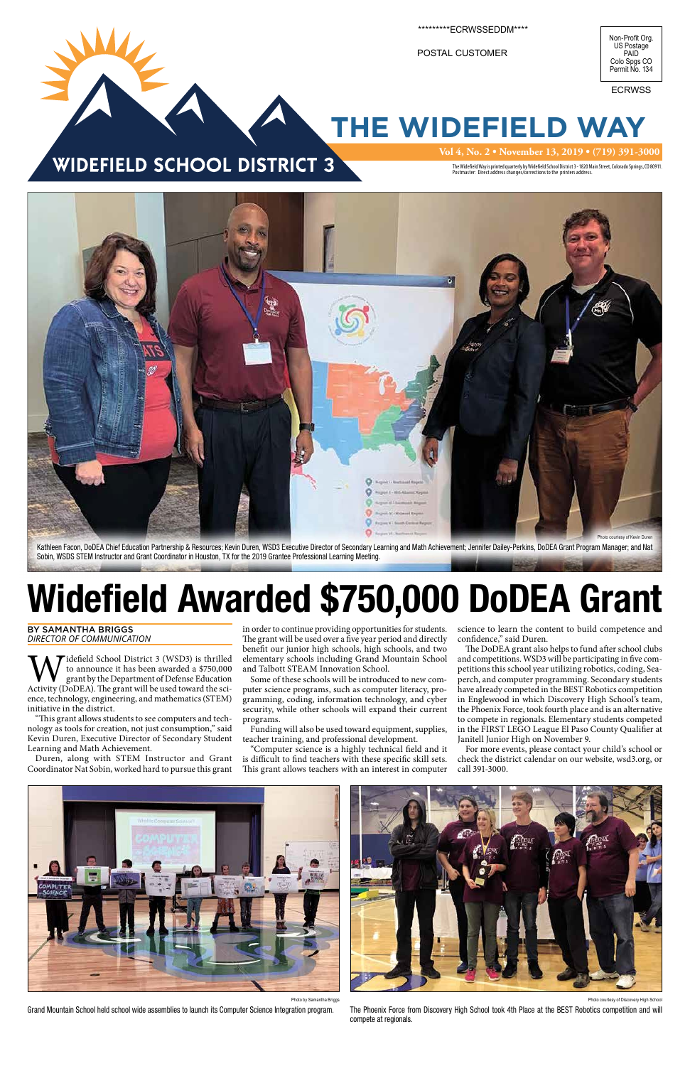**********ECRWSSEDDM****

POSTAL CUSTOMER

Non-Profit Org.
US Postage
PAID
Colo Spgs CO
Permit No. 134

ECRWSS

# THE WIDEFIELD WAY

WIDEFIELD SCHOOL DISTRICT 3

**Vol 4, No. 2 • November 13, 2019 • (719) 391-3000**

The Widefield Way is printed quarterly by Widefield School District 3 - 1820 Main Street, Colorado Springs, CO 80911. Postmaster: Direct address changes/corrections to the printers address.

Photo courtesy of Kevin Duren

Kathleen Facon, DoDEA Chief Education Partnership & Resources; Kevin Duren, WSD3 Executive Director of Secondary Learning and Math Achievement; Jennifer Dailey-Perkins, DoDEA Grant Program Manager; and Nat Sobin, WSDS STEM Instructor and Grant Coordinator in Houston, TX for the 2019 Grantee Professional Learning Meeting.

# Widefield Awarded $750,000 DoDEA Grant

BY SAMANTHA BRIGGS
*DIRECTOR OF COMMUNICATION*

Widefield School District 3 (WSD3) is thrilled to announce it has been awarded a $750,000 grant by the Department of Defense Education Activity (DoDEA). The grant will be used toward the science, technology, engineering, and mathematics (STEM) initiative in the district.

"This grant allows students to see computers and technology as tools for creation, not just consumption," said Kevin Duren, Executive Director of Secondary Student Learning and Math Achievement.

Duren, along with STEM Instructor and Grant Coordinator Nat Sobin, worked hard to pursue this grant in order to continue providing opportunities for students. The grant will be used over a five year period and directly benefit our junior high schools, high schools, and two elementary schools including Grand Mountain School and Talbott STEAM Innovation School.

Some of these schools will be introduced to new computer science programs, such as computer literacy, programming, coding, information technology, and cyber security, while other schools will expand their current programs.

Funding will also be used toward equipment, supplies, teacher training, and professional development.

"Computer science is a highly technical field and it is difficult to find teachers with these specific skill sets. This grant allows teachers with an interest in computer science to learn the content to build competence and confidence," said Duren.

The DoDEA grant also helps to fund after school clubs and competitions. WSD3 will be participating in five competitions this school year utilizing robotics, coding, Seaperch, and computer programming. Secondary students have already competed in the BEST Robotics competition in Englewood in which Discovery High School's team, the Phoenix Force, took fourth place and is an alternative to compete in regionals. Elementary students competed in the FIRST LEGO League El Paso County Qualifier at Janitell Junior High on November 9.

For more events, please contact your child's school or check the district calendar on our website, wsd3.org, or call 391-3000.

Photo by Samantha Briggs

Grand Mountain School held school wide assemblies to launch its Computer Science Integration program.

Photo courtesy of Discovery High School

The Phoenix Force from Discovery High School took 4th Place at the BEST Robotics competition and will compete at regionals.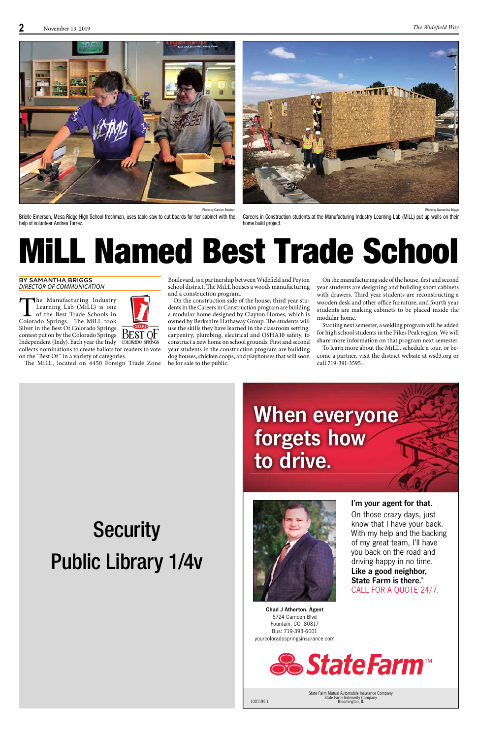Photo by Carolyn Stephen

Brielle Emerson, Mesa Ridge High School freshman, uses table saw to cut boards for her cabinet with the help of volunteer Andrea Torrez.

Photo by Samantha Briggs

Careers in Construction students at the Manufacturing Industry Learning Lab (MiLL) put up walls on their home build project.

# MiLL Named Best Trade School

BY SAMANTHA BRIGGS
*DIRECTOR OF COMMUNICATION*

The Manufacturing Industry Learning Lab (MiLL) is one of the Best Trade Schools in Colorado Springs. The MiLL took Silver in the Best Of Colorado Springs contest put on by the Colorado Springs Independent (Indy). Each year the Indy collects nominations to create ballots for readers to vote on the "Best Of" in a variety of categories.

The MiLL, located on 4450 Foreign Trade Zone Boulevard, is a partnership between Widefield and Peyton school district. The MiLL houses a woods manufacturing and a construction program.

On the construction side of the house, third year students in the Careers in Construction program are building a modular home designed by Clayton Homes, which is owned by Berkshire Hathaway Group. The students will use the skills they have learned in the classroom setting: carpentry, plumbing, electrical and OSHA10 safety, to construct a new home on school grounds. First and second year students in the construction program are building dog houses, chicken coops, and playhouses that will soon be for sale to the public.

On the manufacturing side of the house, first and second year students are designing and building short cabinets with drawers. Third year students are reconstructing a wooden desk and other office furniture, and fourth year students are making cabinets to be placed inside the modular home.

Starting next semester, a welding program will be added for high school students in the Pikes Peak region. We will share more information on that program next semester.

To learn more about the MiLL, schedule a tour, or become a partner, visit the district website at wsd3.org or call 719-391-3595.

Security Public Library 1/4v

When everyone forgets how to drive.

**I'm your agent for that.**

On those crazy days, just know that I have your back. With my help and the backing of my great team, I'll have you back on the road and driving happy in no time.

**Like a good neighbor, State Farm is there.®**

CALL FOR A QUOTE 24/7.

**Chad J Atherton, Agent**
6724 Camden Blvd
Fountain, CO 80817
Bus: 719-393-6001
yourcoloradospringsinsurance.com

StateFarm™

State Farm Mutual Automobile Insurance Company
State Farm Indemnity Company
Bloomington, IL

1001195.1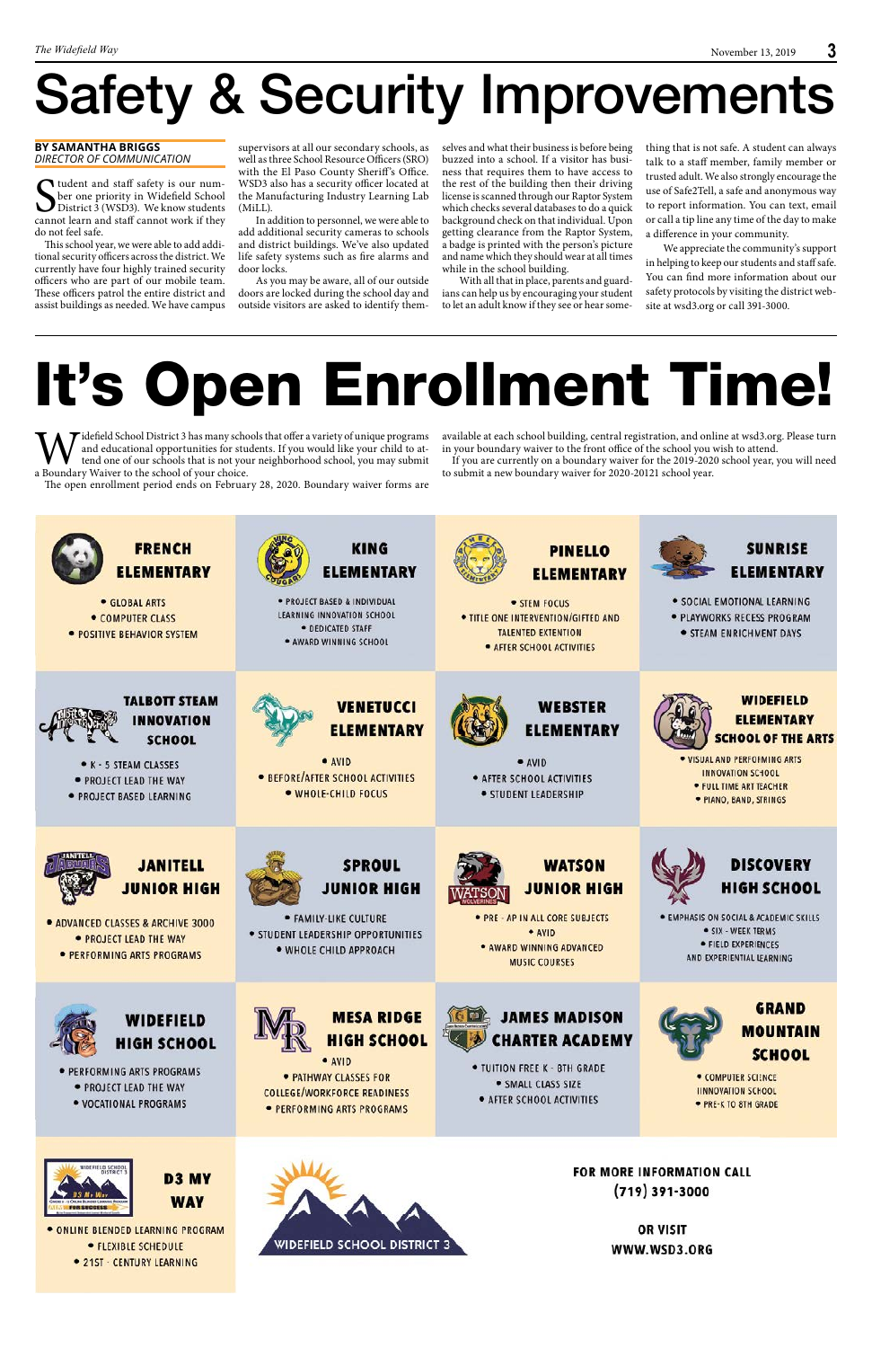# Safety & Security Improvements

**BY SAMANTHA BRIGGS**
*DIRECTOR OF COMMUNICATION*

Student and staff safety is our number one priority in Widefield School District 3 (WSD3). We know students cannot learn and staff cannot work if they do not feel safe.

This school year, we were able to add additional security officers across the district. We currently have four highly trained security officers who are part of our mobile team. These officers patrol the entire district and assist buildings as needed. We have campus supervisors at all our secondary schools, as well as three School Resource Officers (SRO) with the El Paso County Sheriff's Office. WSD3 also has a security officer located at the Manufacturing Industry Learning Lab (MiLL).

In addition to personnel, we were able to add additional security cameras to schools and district buildings. We've also updated life safety systems such as fire alarms and door locks.

As you may be aware, all of our outside doors are locked during the school day and outside visitors are asked to identify themselves and what their business is before being buzzed into a school. If a visitor has business that requires them to have access to the rest of the building then their driving license is scanned through our Raptor System which checks several databases to do a quick background check on that individual. Upon getting clearance from the Raptor System, a badge is printed with the person's picture and name which they should wear at all times while in the school building.

With all that in place, parents and guardians can help us by encouraging your student to let an adult know if they see or hear something that is not safe. A student can always talk to a staff member, family member or trusted adult. We also strongly encourage the use of Safe2Tell, a safe and anonymous way to report information. You can text, email or call a tip line any time of the day to make a difference in your community.

We appreciate the community's support in helping to keep our students and staff safe. You can find more information about our safety protocols by visiting the district website at wsd3.org or call 391-3000.

# It's Open Enrollment Time!

Widefield School District 3 has many schools that offer a variety of unique programs and educational opportunities for students. If you would like your child to attend one of our schools that is not your neighborhood school, you may submit a Boundary Waiver to the school of your choice.

The open enrollment period ends on February 28, 2020. Boundary waiver forms are available at each school building, central registration, and online at wsd3.org. Please turn in your boundary waiver to the front office of the school you wish to attend.

If you are currently on a boundary waiver for the 2019-2020 school year, you will need to submit a new boundary waiver for 2020-20121 school year.

### FRENCH ELEMENTARY
- GLOBAL ARTS
- COMPUTER CLASS
- POSITIVE BEHAVIOR SYSTEM

### KING ELEMENTARY
- PROJECT BASED & INDIVIDUAL LEARNING INNOVATION SCHOOL
- DEDICATED STAFF
- AWARD WINNING SCHOOL

### PINELLO ELEMENTARY
- STEM FOCUS
- TITLE ONE INTERVENTION/GIFTED AND TALENTED EXTENTION
- AFTER SCHOOL ACTIVITIES

### SUNRISE ELEMENTARY
- SOCIAL EMOTIONAL LEARNING
- PLAYWORKS RECESS PROGRAM
- STEAM ENRICHMENT DAYS

### TALBOTT STEAM INNOVATION SCHOOL
- K - 5 STEAM CLASSES
- PROJECT LEAD THE WAY
- PROJECT BASED LEARNING

### VENETUCCI ELEMENTARY
- AVID
- BEFORE/AFTER SCHOOL ACTIVITIES
- WHOLE-CHILD FOCUS

### WEBSTER ELEMENTARY
- AVID
- AFTER SCHOOL ACTIVITIES
- STUDENT LEADERSHIP

### WIDEFIELD ELEMENTARY SCHOOL OF THE ARTS
- VISUAL AND PERFORMING ARTS INNOVATION SCHOOL
- FULL TIME ART TEACHER
- PIANO, BAND, STRINGS

### JANITELL JUNIOR HIGH
- ADVANCED CLASSES & ARCHIVE 3000
- PROJECT LEAD THE WAY
- PERFORMING ARTS PROGRAMS

### SPROUL JUNIOR HIGH
- FAMILY-LIKE CULTURE
- STUDENT LEADERSHIP OPPORTUNITIES
- WHOLE CHILD APPROACH

### WATSON JUNIOR HIGH
- PRE - AP IN ALL CORE SUBJECTS
- AVID
- AWARD WINNING ADVANCED MUSIC COURSES

### DISCOVERY HIGH SCHOOL
- EMPHASIS ON SOCIAL & ACADEMIC SKILLS
- SIX - WEEK TERMS
- FIELD EXPERIENCES AND EXPERIENTIAL LEARNING

### WIDEFIELD HIGH SCHOOL
- PERFORMING ARTS PROGRAMS
- PROJECT LEAD THE WAY
- VOCATIONAL PROGRAMS

### MESA RIDGE HIGH SCHOOL
- AVID
- PATHWAY CLASSES FOR COLLEGE/WORKFORCE READINESS
- PERFORMING ARTS PROGRAMS

### JAMES MADISON CHARTER ACADEMY
- TUITION FREE K - 8TH GRADE
- SMALL CLASS SIZE
- AFTER SCHOOL ACTIVITIES

### GRAND MOUNTAIN SCHOOL
- COMPUTER SCIENCE IINNOVATION SCHOOL
- PRE-K TO 8TH GRADE

### D3 MY WAY
- ONLINE BLENDED LEARNING PROGRAM
- FLEXIBLE SCHEDULE
- 21ST - CENTURY LEARNING

WIDEFIELD SCHOOL DISTRICT 3

**FOR MORE INFORMATION CALL (719) 391-3000**

**OR VISIT WWW.WSD3.ORG**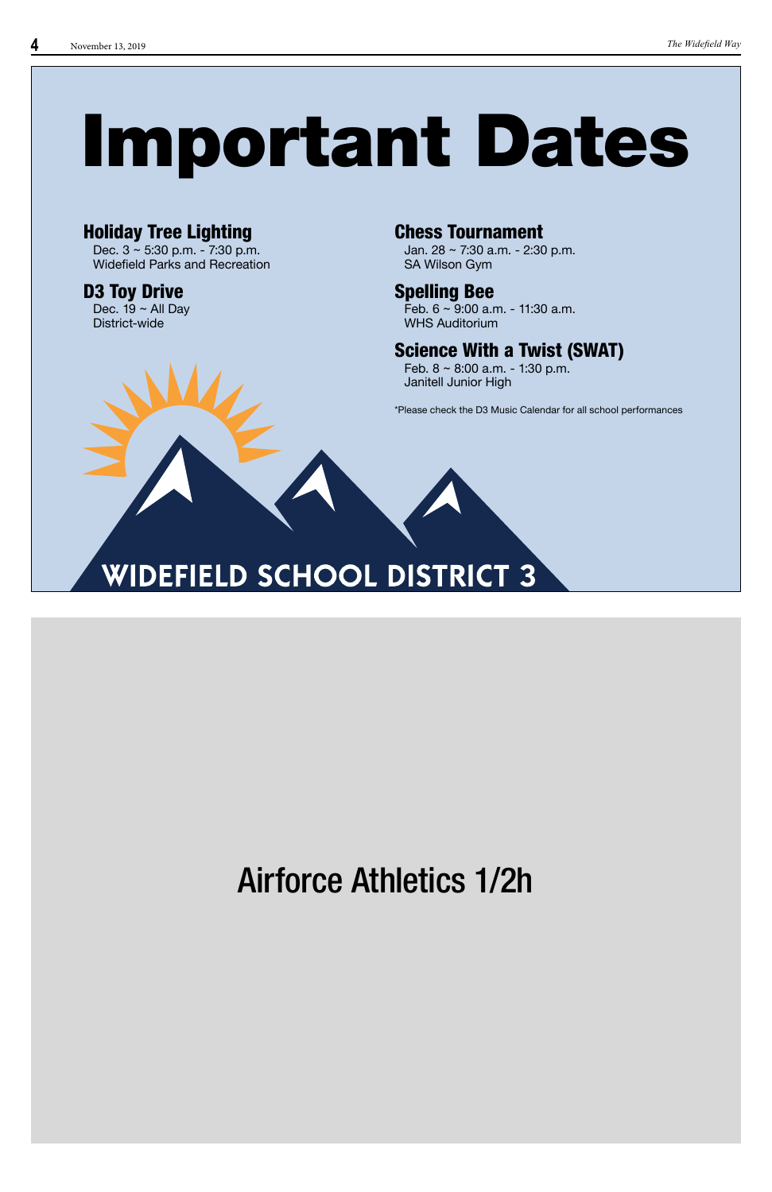# Important Dates

## Holiday Tree Lighting

Dec. 3 ~ 5:30 p.m. - 7:30 p.m.
Widefield Parks and Recreation

## D3 Toy Drive

Dec. 19 ~ All Day
District-wide

## Chess Tournament

Jan. 28 ~ 7:30 a.m. - 2:30 p.m.
SA Wilson Gym

## Spelling Bee

Feb. 6 ~ 9:00 a.m. - 11:30 a.m.
WHS Auditorium

## Science With a Twist (SWAT)

Feb. 8 ~ 8:00 a.m. - 1:30 p.m.
Janitell Junior High

*Please check the D3 Music Calendar for all school performances

WIDEFIELD SCHOOL DISTRICT 3

Airforce Athletics 1/2h